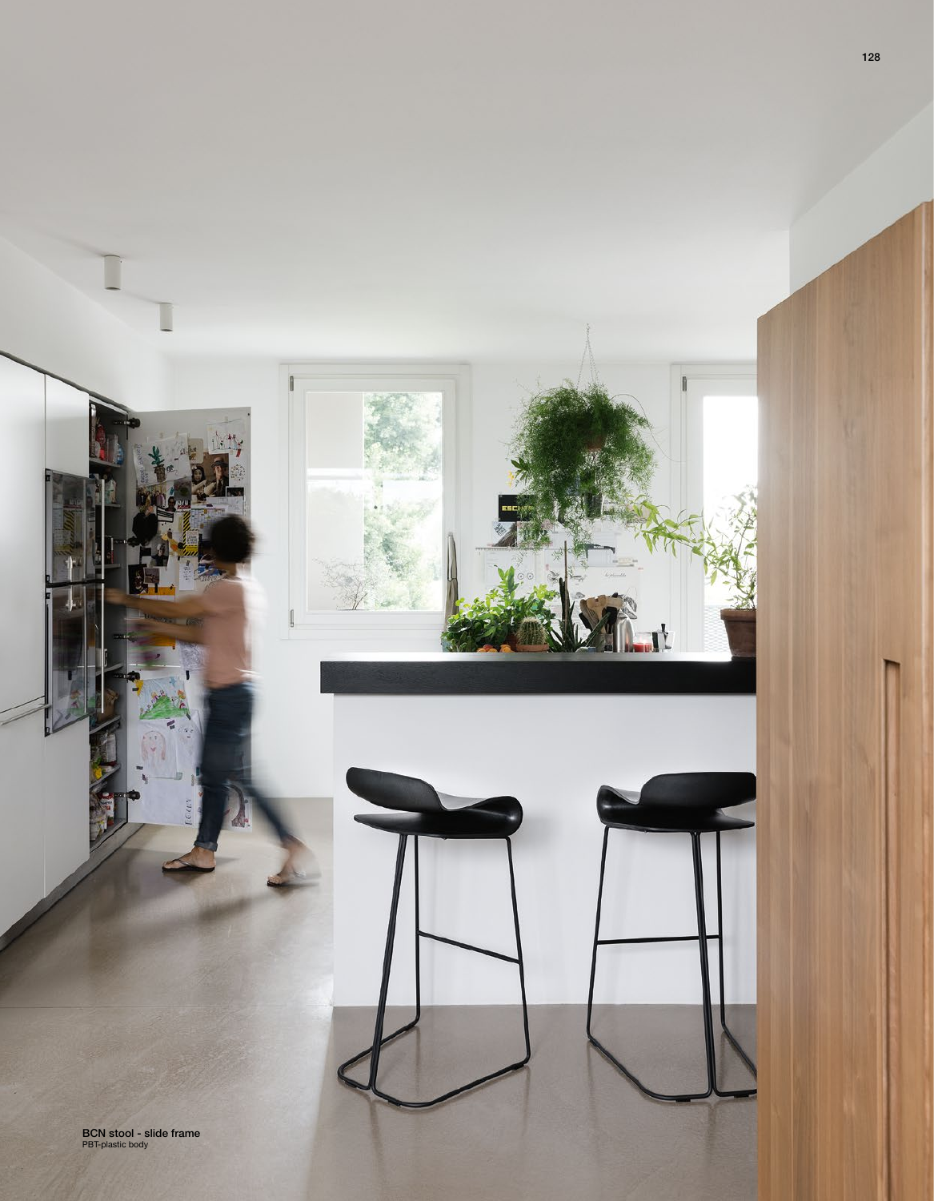**BCN stool - slide frame**
PBT-plastic body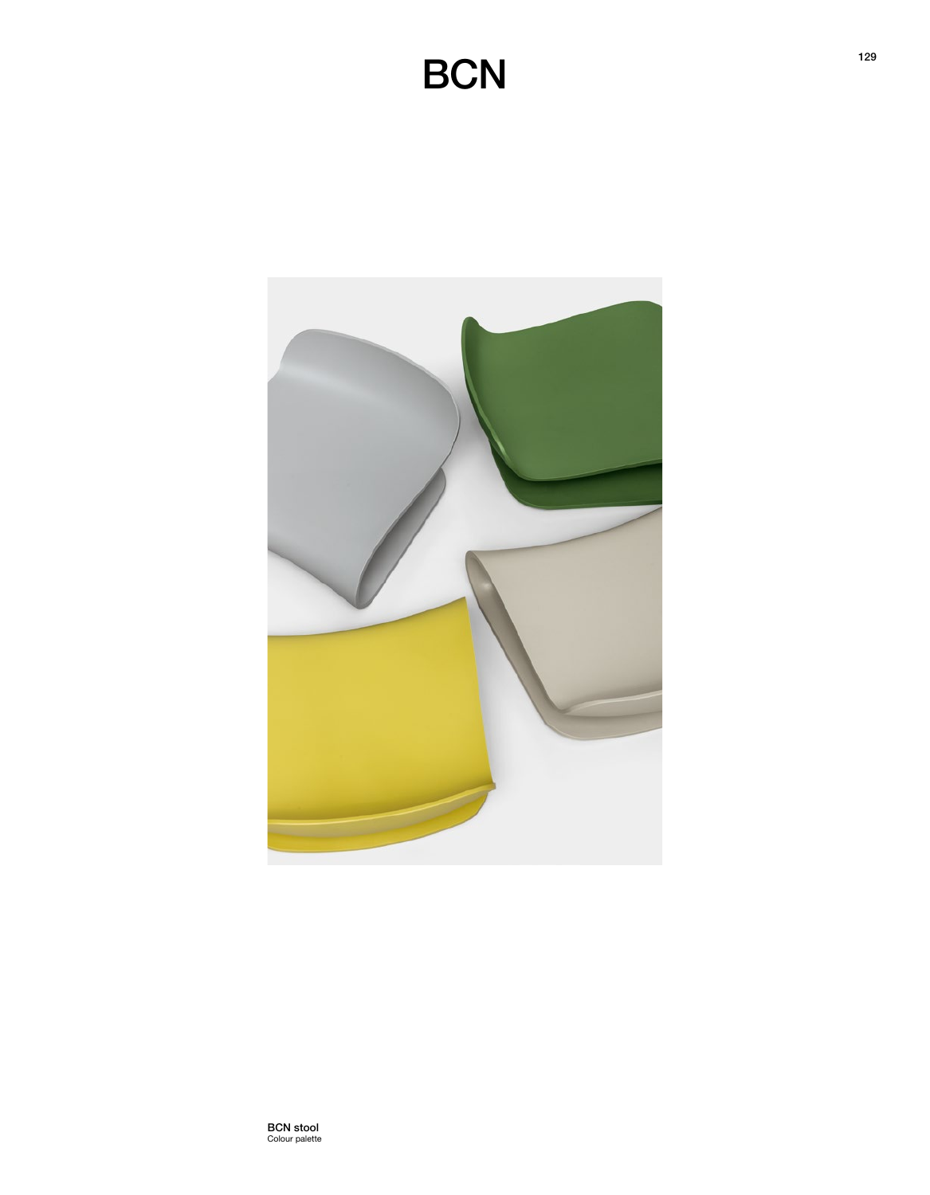# BCN

**BCN stool**
Colour palette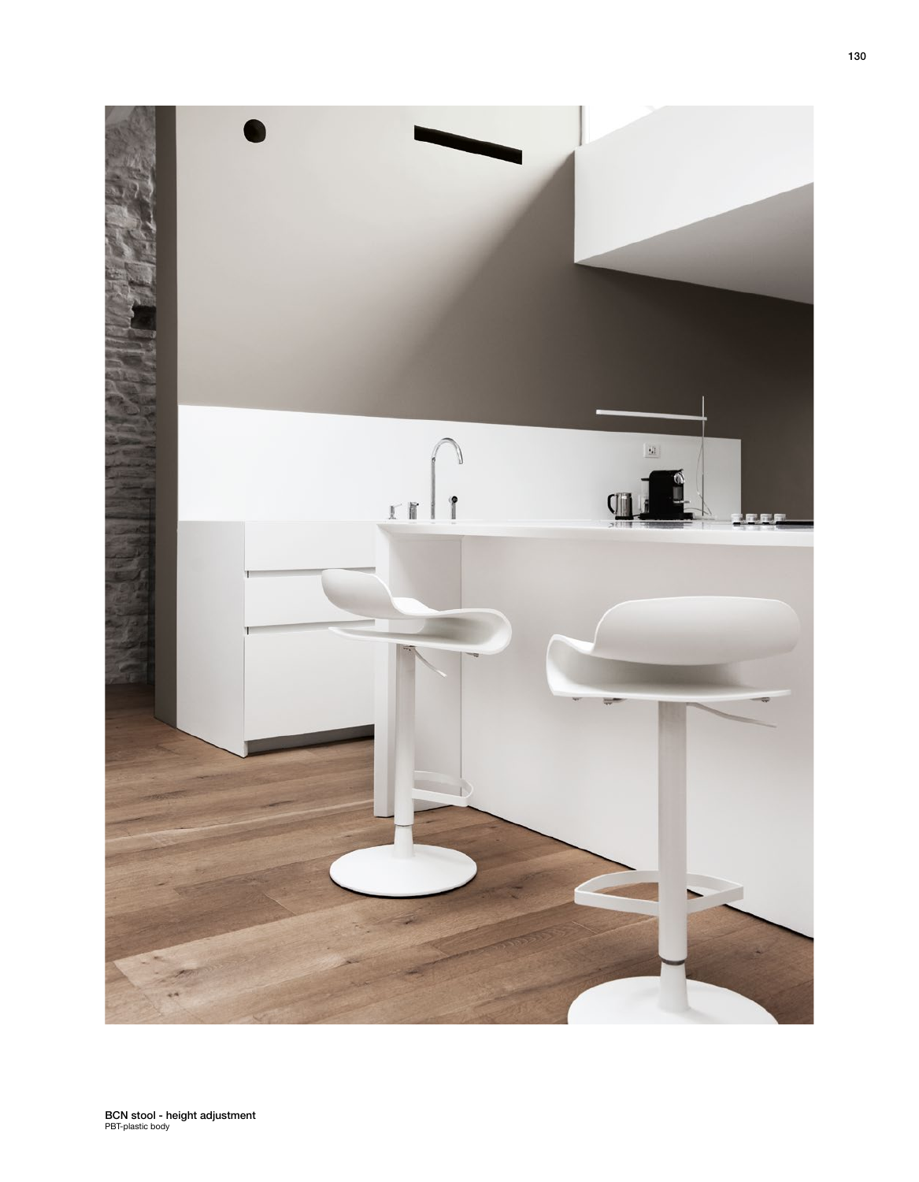**BCN stool - height adjustment**
PBT-plastic body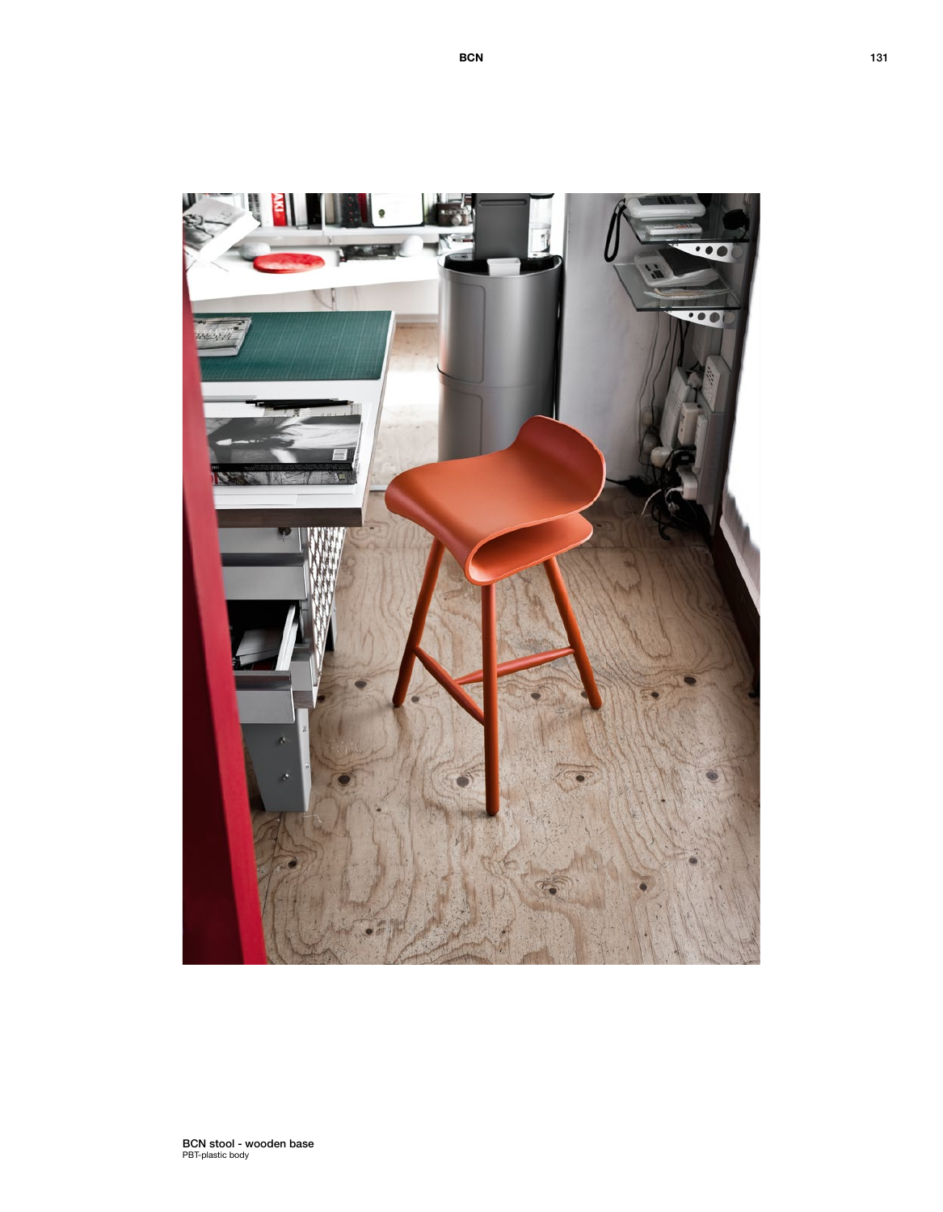**BCN stool - wooden base**
PBT-plastic body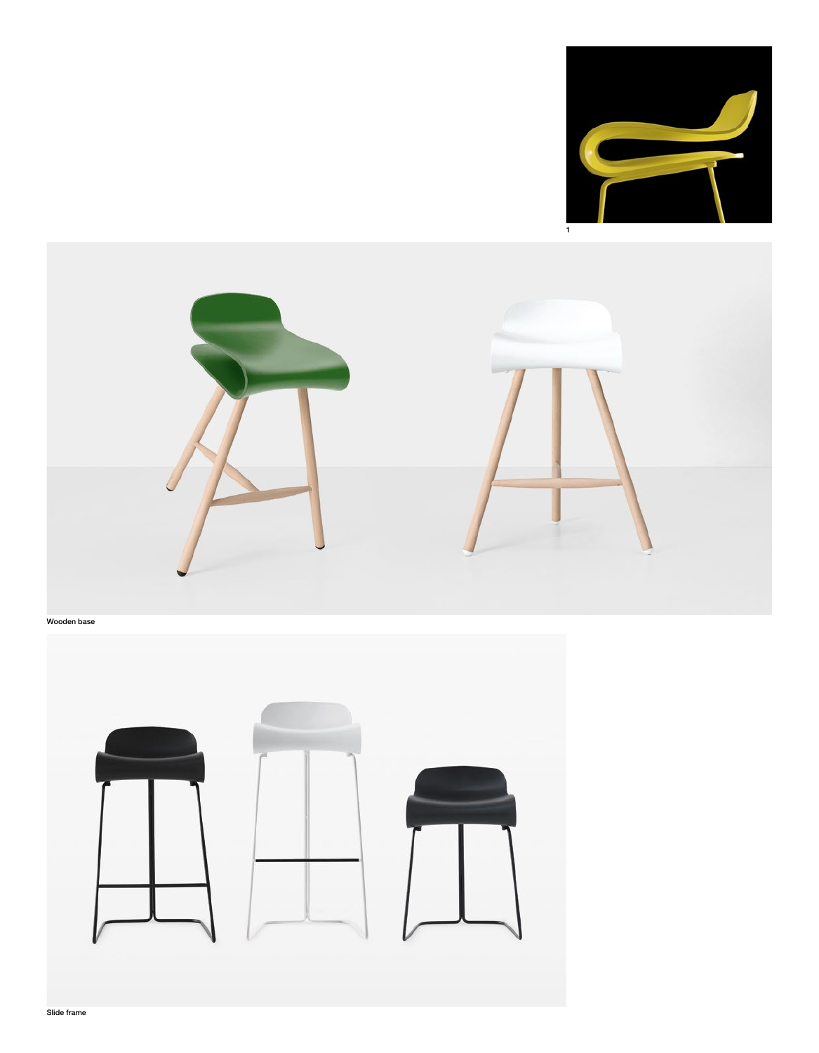1

Wooden base

Slide frame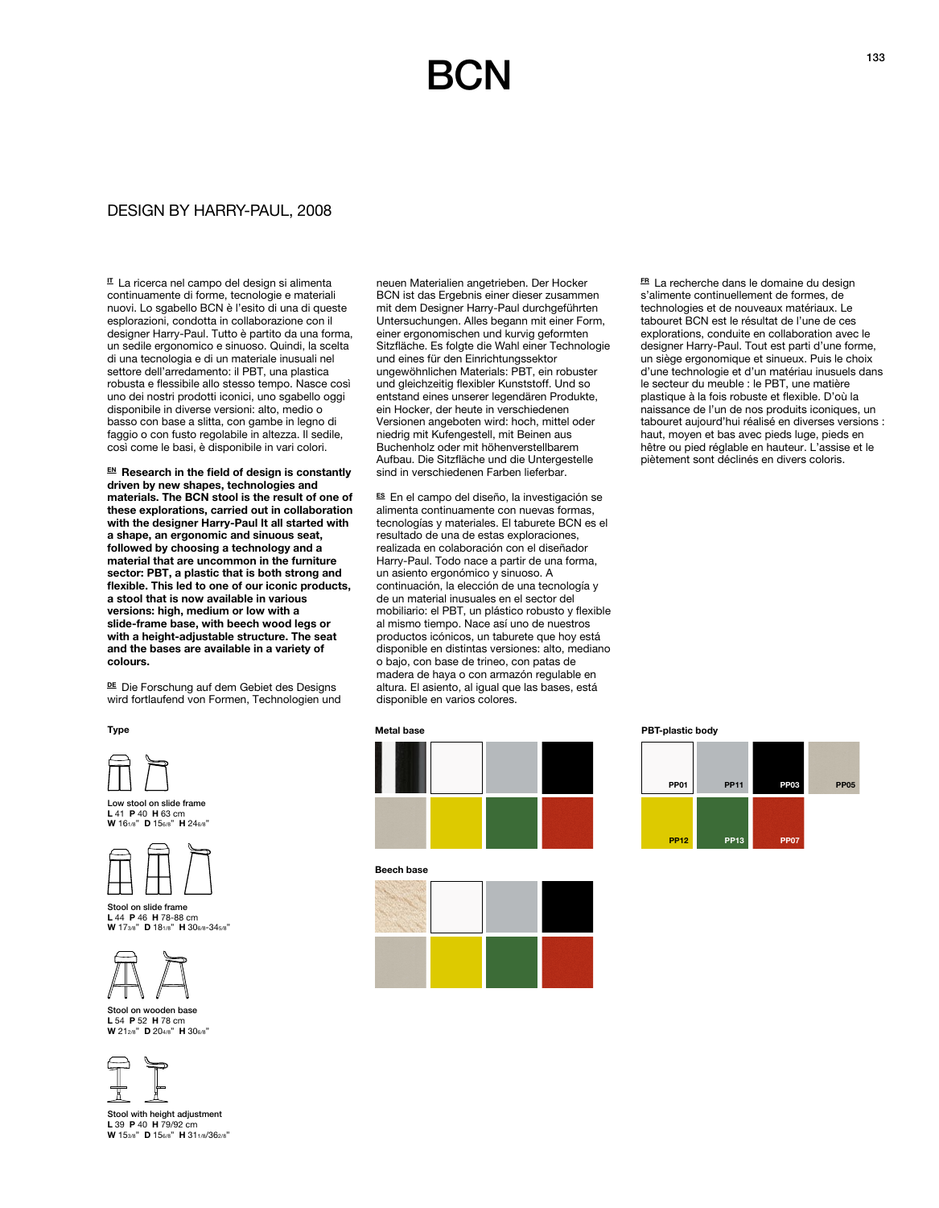# BCN

DESIGN BY HARRY-PAUL, 2008

IT La ricerca nel campo del design si alimenta continuamente di forme, tecnologie e materiali nuovi. Lo sgabello BCN è l'esito di una di queste esplorazioni, condotta in collaborazione con il designer Harry-Paul. Tutto è partito da una forma, un sedile ergonomico e sinuoso. Quindi, la scelta di una tecnologia e di un materiale inusuali nel settore dell'arredamento: il PBT, una plastica robusta e flessibile allo stesso tempo. Nasce così uno dei nostri prodotti iconici, uno sgabello oggi disponibile in diverse versioni: alto, medio o basso con base a slitta, con gambe in legno di faggio o con fusto regolabile in altezza. Il sedile, così come le basi, è disponibile in vari colori.

**EN Research in the field of design is constantly driven by new shapes, technologies and materials. The BCN stool is the result of one of these explorations, carried out in collaboration with the designer Harry-Paul It all started with a shape, an ergonomic and sinuous seat, followed by choosing a technology and a material that are uncommon in the furniture sector: PBT, a plastic that is both strong and flexible. This led to one of our iconic products, a stool that is now available in various versions: high, medium or low with a slide-frame base, with beech wood legs or with a height-adjustable structure. The seat and the bases are available in a variety of colours.**

DE Die Forschung auf dem Gebiet des Designs wird fortlaufend von Formen, Technologien und neuen Materialien angetrieben. Der Hocker BCN ist das Ergebnis einer dieser zusammen mit dem Designer Harry-Paul durchgeführten Untersuchungen. Alles begann mit einer Form, einer ergonomischen und kurvig geformten Sitzfläche. Es folgte die Wahl einer Technologie und eines für den Einrichtungssektor ungewöhnlichen Materials: PBT, ein robuster und gleichzeitig flexibler Kunststoff. Und so entstand eines unserer legendären Produkte, ein Hocker, der heute in verschiedenen Versionen angeboten wird: hoch, mittel oder niedrig mit Kufengestell, mit Beinen aus Buchenholz oder mit höhenverstellbarem Aufbau. Die Sitzfläche und die Untergestelle sind in verschiedenen Farben lieferbar.

ES En el campo del diseño, la investigación se alimenta continuamente con nuevas formas, tecnologías y materiales. El taburete BCN es el resultado de una de estas exploraciones, realizada en colaboración con el diseñador Harry-Paul. Todo nace a partir de una forma, un asiento ergonómico y sinuoso. A continuación, la elección de una tecnología y de un material inusuales en el sector del mobiliario: el PBT, un plástico robusto y flexible al mismo tiempo. Nace así uno de nuestros productos icónicos, un taburete que hoy está disponible en distintas versiones: alto, mediano o bajo, con base de trineo, con patas de madera de haya o con armazón regulable en altura. El asiento, al igual que las bases, está disponible en varios colores.

FR La recherche dans le domaine du design s'alimente continuellement de formes, de technologies et de nouveaux matériaux. Le tabouret BCN est le résultat de l'une de ces explorations, conduite en collaboration avec le designer Harry-Paul. Tout est parti d'une forme, un siège ergonomique et sinueux. Puis le choix d'une technologie et d'un matériau inusuels dans le secteur du meuble : le PBT, une matière plastique à la fois robuste et flexible. D'où la naissance de l'un de nos produits iconiques, un tabouret aujourd'hui réalisé en diverses versions : haut, moyen et bas avec pieds luge, pieds en hêtre ou pied réglable en hauteur. L'assise et le piètement sont déclinés en divers coloris.

**Type**

Low stool on slide frame
**L** 41 **P** 40 **H** 63 cm
**W** 16 1/8" **D** 15 6/8" **H** 24 6/8"

Stool on slide frame
**L** 44 **P** 46 **H** 78-88 cm
**W** 17 3/8" **D** 18 1/8" **H** 30 6/8-34 5/8"

Stool on wooden base
**L** 54 **P** 52 **H** 78 cm
**W** 21 2/8" **D** 20 4/8" **H** 30 6/8"

Stool with height adjustment
**L** 39 **P** 40 **H** 79/92 cm
**W** 15 3/8" **D** 15 6/8" **H** 31 1/8/36 2/8"

**Metal base**

**Beech base**

**PBT-plastic body**

PP01 PP11 PP03 PP05

PP12 PP13 PP07